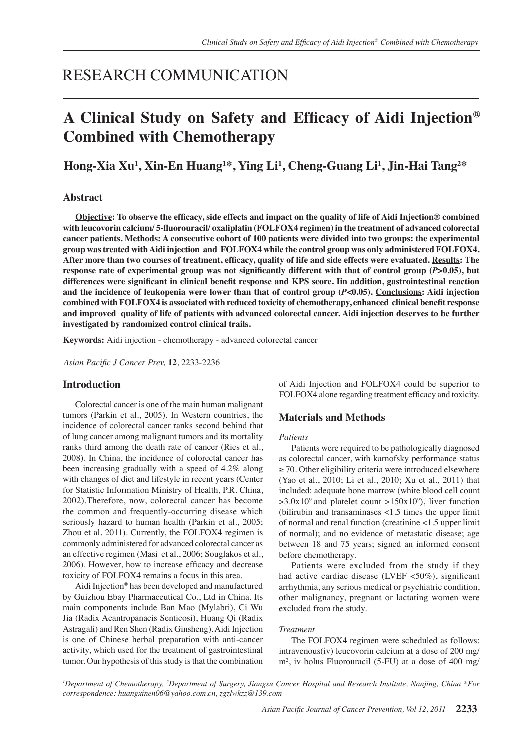RESEARCH COMMUNICATION

# A Clinical Study on Safety and Efficacy of Aidi Injection® Combined with Chemotherapy

**Hong-Xia Xu[1], Xin-En Huang[1]*, Ying Li[1], Cheng-Guang Li[1], Jin-Hai Tang[2]***

## Abstract

**Objective: To observe the efficacy, side effects and impact on the quality of life of Aidi Injection® combined with leucovorin calcium/ 5-fluorouracil/ oxaliplatin (FOLFOX4 regimen) in the treatment of advanced colorectal cancer patients. Methods: A consecutive cohort of 100 patients were divided into two groups: the experimental group was treated with Aidi injection and FOLFOX4 while the control group was only administered FOLFOX4. After more than two courses of treatment, efficacy, quality of life and side effects were evaluated. Results: The response rate of experimental group was not significantly different with that of control group ($P$>0.05), but differences were significant in clinical benefit response and KPS score. Iin addition, gastrointestinal reaction and the incidence of leukopenia were lower than that of control group ($P$<0.05). Conclusions: Aidi injection combined with FOLFOX4 is associated with reduced toxicity of chemotherapy, enhanced clinical benefit response and improved quality of life of patients with advanced colorectal cancer. Aidi injection deserves to be further investigated by randomized control clinical trails.**

**Keywords:** Aidi injection - chemotherapy - advanced colorectal cancer

*Asian Pacific J Cancer Prev,* **12**, 2233-2236

## Introduction

Colorectal cancer is one of the main human malignant tumors (Parkin et al., 2005). In Western countries, the incidence of colorectal cancer ranks second behind that of lung cancer among malignant tumors and its mortality ranks third among the death rate of cancer (Ries et al., 2008). In China, the incidence of colorectal cancer has been increasing gradually with a speed of 4.2% along with changes of diet and lifestyle in recent years (Center for Statistic Information Ministry of Health, P.R. China, 2002).Therefore, now, colorectal cancer has become the common and frequently-occurring disease which seriously hazard to human health (Parkin et al., 2005; Zhou et al. 2011). Currently, the FOLFOX4 regimen is commonly administered for advanced colorectal cancer as an effective regimen (Masi et al., 2006; Souglakos et al., 2006). However, how to increase efficacy and decrease toxicity of FOLFOX4 remains a focus in this area.

Aidi Injection® has been developed and manufactured by Guizhou Ebay Pharmaceutical Co., Ltd in China. Its main components include Ban Mao (Mylabri), Ci Wu Jia (Radix Acantropanacis Senticosi), Huang Qi (Radix Astragali) and Ren Shen (Radix Ginsheng). Aidi Injection is one of Chinese herbal preparation with anti-cancer activity, which used for the treatment of gastrointestinal tumor. Our hypothesis of this study is that the combination of Aidi Injection and FOLFOX4 could be superior to FOLFOX4 alone regarding treatment efficacy and toxicity.

## Materials and Methods

### *Patients*

Patients were required to be pathologically diagnosed as colorectal cancer, with karnofsky performance status ≥ 70. Other eligibility criteria were introduced elsewhere (Yao et al., 2010; Li et al., 2010; Xu et al., 2011) that included: adequate bone marrow (white blood cell count $>3.0\times10^9$ and platelet count $>150\times10^9$), liver function (bilirubin and transaminases <1.5 times the upper limit of normal and renal function (creatinine <1.5 upper limit of normal); and no evidence of metastatic disease; age between 18 and 75 years; signed an informed consent before chemotherapy.

Patients were excluded from the study if they had active cardiac disease (LVEF <50%), significant arrhythmia, any serious medical or psychiatric condition, other malignancy, pregnant or lactating women were excluded from the study.

### *Treatment*

The FOLFOX4 regimen were scheduled as follows: intravenous(iv) leucovorin calcium at a dose of 200 mg/m$^2$, iv bolus Fluorouracil (5-FU) at a dose of 400 mg/

*[1]Department of Chemotherapy, [2]Department of Surgery, Jiangsu Cancer Hospital and Research Institute, Nanjing, China *For correspondence: huangxinen06@yahoo.com.cn, zgzlwkzz@139.com*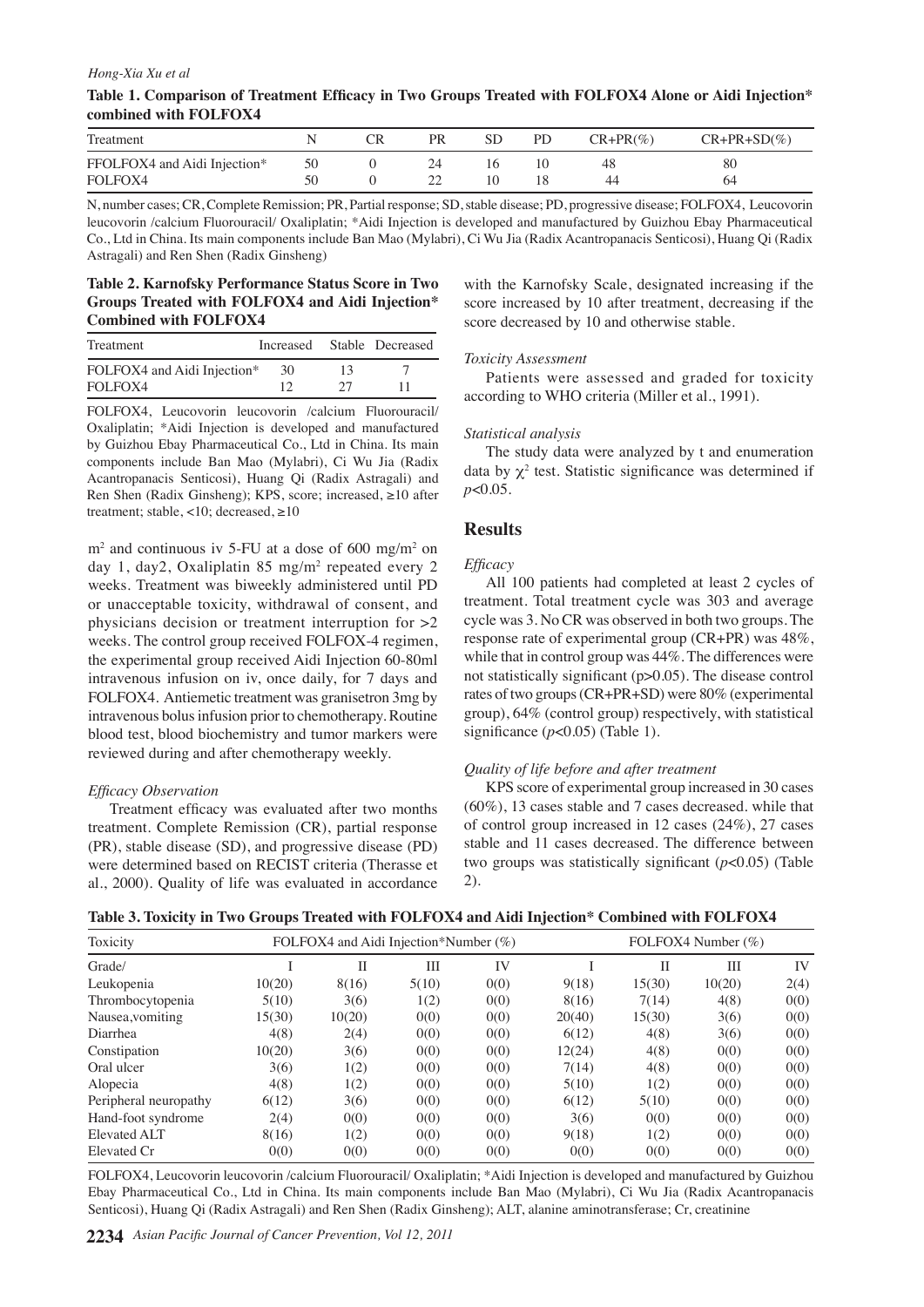**Table 1. Comparison of Treatment Efficacy in Two Groups Treated with FOLFOX4 Alone or Aidi Injection* combined with FOLFOX4**

| Treatment | N | CR | PR | SD | PD | CR+PR(%) | CR+PR+SD(%) |
|---|---|---|---|---|---|---|---|
| FFOLFOX4 and Aidi Injection* | 50 | 0 | 24 | 16 | 10 | 48 | 80 |
| FOLFOX4 | 50 | 0 | 22 | 10 | 18 | 44 | 64 |

N, number cases; CR, Complete Remission; PR, Partial response; SD, stable disease; PD, progressive disease; FOLFOX4, Leucovorin leucovorin /calcium Fluorouracil/ Oxaliplatin; *Aidi Injection is developed and manufactured by Guizhou Ebay Pharmaceutical Co., Ltd in China. Its main components include Ban Mao (Mylabri), Ci Wu Jia (Radix Acantropanacis Senticosi), Huang Qi (Radix Astragali) and Ren Shen (Radix Ginsheng)

**Table 2. Karnofsky Performance Status Score in Two Groups Treated with FOLFOX4 and Aidi Injection* Combined with FOLFOX4**

| Treatment | Increased | Stable | Decreased |
|---|---|---|---|
| FOLFOX4 and Aidi Injection* | 30 | 13 | 7 |
| FOLFOX4 | 12 | 27 | 11 |

FOLFOX4, Leucovorin leucovorin /calcium Fluorouracil/ Oxaliplatin; *Aidi Injection is developed and manufactured by Guizhou Ebay Pharmaceutical Co., Ltd in China. Its main components include Ban Mao (Mylabri), Ci Wu Jia (Radix Acantropanacis Senticosi), Huang Qi (Radix Astragali) and Ren Shen (Radix Ginsheng); KPS, score; increased, ≥10 after treatment; stable, <10; decreased, ≥10

$m^2$ and continuous iv 5-FU at a dose of 600 mg/$m^2$ on day 1, day2, Oxaliplatin 85 mg/$m^2$ repeated every 2 weeks. Treatment was biweekly administered until PD or unacceptable toxicity, withdrawal of consent, and physicians decision or treatment interruption for >2 weeks. The control group received FOLFOX-4 regimen, the experimental group received Aidi Injection 60-80ml intravenous infusion on iv, once daily, for 7 days and FOLFOX4. Antiemetic treatment was granisetron 3mg by intravenous bolus infusion prior to chemotherapy. Routine blood test, blood biochemistry and tumor markers were reviewed during and after chemotherapy weekly.

*Efficacy Observation*

Treatment efficacy was evaluated after two months treatment. Complete Remission (CR), partial response (PR), stable disease (SD), and progressive disease (PD) were determined based on RECIST criteria (Therasse et al., 2000). Quality of life was evaluated in accordance with the Karnofsky Scale, designated increasing if the score increased by 10 after treatment, decreasing if the score decreased by 10 and otherwise stable.

*Toxicity Assessment*

Patients were assessed and graded for toxicity according to WHO criteria (Miller et al., 1991).

*Statistical analysis*

The study data were analyzed by t and enumeration data by $\chi^2$ test. Statistic significance was determined if $p$<0.05.

## Results

*Efficacy*

All 100 patients had completed at least 2 cycles of treatment. Total treatment cycle was 303 and average cycle was 3. No CR was observed in both two groups. The response rate of experimental group (CR+PR) was 48%, while that in control group was 44%. The differences were not statistically significant (p>0.05). The disease control rates of two groups (CR+PR+SD) were 80% (experimental group), 64% (control group) respectively, with statistical significance ($p$<0.05) (Table 1).

*Quality of life before and after treatment*

KPS score of experimental group increased in 30 cases (60%), 13 cases stable and 7 cases decreased. while that of control group increased in 12 cases (24%), 27 cases stable and 11 cases decreased. The difference between two groups was statistically significant ($p$<0.05) (Table 2).

**Table 3. Toxicity in Two Groups Treated with FOLFOX4 and Aidi Injection* Combined with FOLFOX4**

| Toxicity | FOLFOX4 and Aidi Injection*Number (%) | | | | FOLFOX4 Number (%) | | | |
|---|---|---|---|---|---|---|---|---|
| Grade/ | I | II | III | IV | I | II | III | IV |
| Leukopenia | 10(20) | 8(16) | 5(10) | 0(0) | 9(18) | 15(30) | 10(20) | 2(4) |
| Thrombocytopenia | 5(10) | 3(6) | 1(2) | 0(0) | 8(16) | 7(14) | 4(8) | 0(0) |
| Nausea,vomiting | 15(30) | 10(20) | 0(0) | 0(0) | 20(40) | 15(30) | 3(6) | 0(0) |
| Diarrhea | 4(8) | 2(4) | 0(0) | 0(0) | 6(12) | 4(8) | 3(6) | 0(0) |
| Constipation | 10(20) | 3(6) | 0(0) | 0(0) | 12(24) | 4(8) | 0(0) | 0(0) |
| Oral ulcer | 3(6) | 1(2) | 0(0) | 0(0) | 7(14) | 4(8) | 0(0) | 0(0) |
| Alopecia | 4(8) | 1(2) | 0(0) | 0(0) | 5(10) | 1(2) | 0(0) | 0(0) |
| Peripheral neuropathy | 6(12) | 3(6) | 0(0) | 0(0) | 6(12) | 5(10) | 0(0) | 0(0) |
| Hand-foot syndrome | 2(4) | 0(0) | 0(0) | 0(0) | 3(6) | 0(0) | 0(0) | 0(0) |
| Elevated ALT | 8(16) | 1(2) | 0(0) | 0(0) | 9(18) | 1(2) | 0(0) | 0(0) |
| Elevated Cr | 0(0) | 0(0) | 0(0) | 0(0) | 0(0) | 0(0) | 0(0) | 0(0) |

FOLFOX4, Leucovorin leucovorin /calcium Fluorouracil/ Oxaliplatin; *Aidi Injection is developed and manufactured by Guizhou Ebay Pharmaceutical Co., Ltd in China. Its main components include Ban Mao (Mylabri), Ci Wu Jia (Radix Acantropanacis Senticosi), Huang Qi (Radix Astragali) and Ren Shen (Radix Ginsheng); ALT, alanine aminotransferase; Cr, creatinine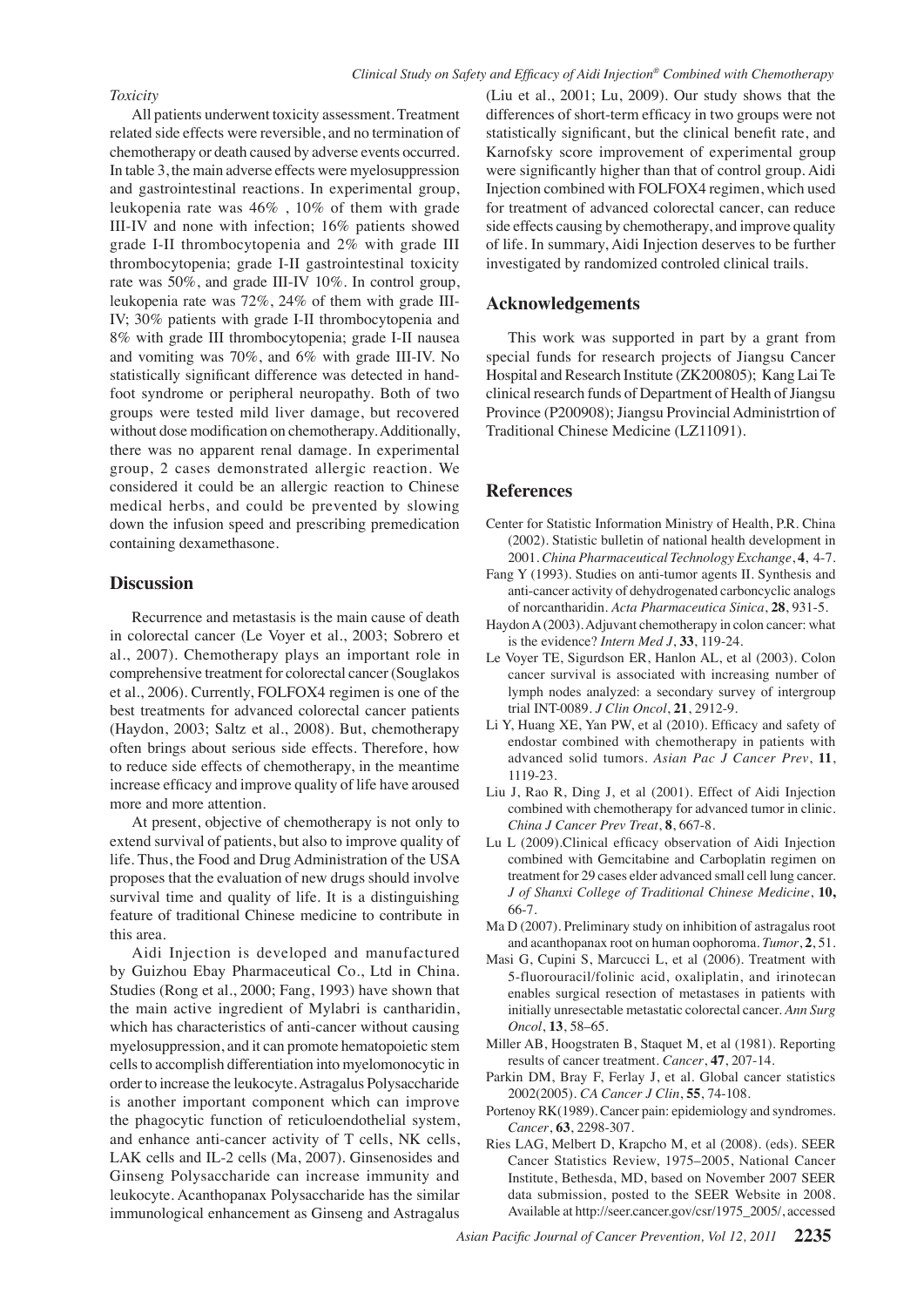*Toxicity*

All patients underwent toxicity assessment. Treatment related side effects were reversible, and no termination of chemotherapy or death caused by adverse events occurred. In table 3, the main adverse effects were myelosuppression and gastrointestinal reactions. In experimental group, leukopenia rate was 46% , 10% of them with grade III-IV and none with infection; 16% patients showed grade I-II thrombocytopenia and 2% with grade III thrombocytopenia; grade I-II gastrointestinal toxicity rate was 50%, and grade III-IV 10%. In control group, leukopenia rate was 72%, 24% of them with grade III-IV; 30% patients with grade I-II thrombocytopenia and 8% with grade III thrombocytopenia; grade I-II nausea and vomiting was 70%, and 6% with grade III-IV. No statistically significant difference was detected in hand-foot syndrome or peripheral neuropathy. Both of two groups were tested mild liver damage, but recovered without dose modification on chemotherapy. Additionally, there was no apparent renal damage. In experimental group, 2 cases demonstrated allergic reaction. We considered it could be an allergic reaction to Chinese medical herbs, and could be prevented by slowing down the infusion speed and prescribing premedication containing dexamethasone.

## Discussion

Recurrence and metastasis is the main cause of death in colorectal cancer (Le Voyer et al., 2003; Sobrero et al., 2007). Chemotherapy plays an important role in comprehensive treatment for colorectal cancer (Souglakos et al., 2006). Currently, FOLFOX4 regimen is one of the best treatments for advanced colorectal cancer patients (Haydon, 2003; Saltz et al., 2008). But, chemotherapy often brings about serious side effects. Therefore, how to reduce side effects of chemotherapy, in the meantime increase efficacy and improve quality of life have aroused more and more attention.

At present, objective of chemotherapy is not only to extend survival of patients, but also to improve quality of life. Thus, the Food and Drug Administration of the USA proposes that the evaluation of new drugs should involve survival time and quality of life. It is a distinguishing feature of traditional Chinese medicine to contribute in this area.

Aidi Injection is developed and manufactured by Guizhou Ebay Pharmaceutical Co., Ltd in China. Studies (Rong et al., 2000; Fang, 1993) have shown that the main active ingredient of Mylabri is cantharidin, which has characteristics of anti-cancer without causing myelosuppression, and it can promote hematopoietic stem cells to accomplish differentiation into myelomonocytic in order to increase the leukocyte. Astragalus Polysaccharide is another important component which can improve the phagocytic function of reticuloendothelial system, and enhance anti-cancer activity of T cells, NK cells, LAK cells and IL-2 cells (Ma, 2007). Ginsenosides and Ginseng Polysaccharide can increase immunity and leukocyte. Acanthopanax Polysaccharide has the similar immunological enhancement as Ginseng and Astragalus (Liu et al., 2001; Lu, 2009). Our study shows that the differences of short-term efficacy in two groups were not statistically significant, but the clinical benefit rate, and Karnofsky score improvement of experimental group were significantly higher than that of control group. Aidi Injection combined with FOLFOX4 regimen, which used for treatment of advanced colorectal cancer, can reduce side effects causing by chemotherapy, and improve quality of life. In summary, Aidi Injection deserves to be further investigated by randomized controled clinical trails.

## Acknowledgements

This work was supported in part by a grant from special funds for research projects of Jiangsu Cancer Hospital and Research Institute (ZK200805); Kang Lai Te clinical research funds of Department of Health of Jiangsu Province (P200908); Jiangsu Provincial Administrtion of Traditional Chinese Medicine (LZ11091).

## References

Center for Statistic Information Ministry of Health, P.R. China (2002). Statistic bulletin of national health development in 2001. *China Pharmaceutical Technology Exchange*, **4**, 4-7.

Fang Y (1993). Studies on anti-tumor agents II. Synthesis and anti-cancer activity of dehydrogenated carboncyclic analogs of norcantharidin. *Acta Pharmaceutica Sinica*, **28**, 931-5.

Haydon A (2003). Adjuvant chemotherapy in colon cancer: what is the evidence? *Intern Med J*, **33**, 119-24.

Le Voyer TE, Sigurdson ER, Hanlon AL, et al (2003). Colon cancer survival is associated with increasing number of lymph nodes analyzed: a secondary survey of intergroup trial INT-0089. *J Clin Oncol*, **21**, 2912-9.

Li Y, Huang XE, Yan PW, et al (2010). Efficacy and safety of endostar combined with chemotherapy in patients with advanced solid tumors. *Asian Pac J Cancer Prev*, **11**, 1119-23.

Liu J, Rao R, Ding J, et al (2001). Effect of Aidi Injection combined with chemotherapy for advanced tumor in clinic. *China J Cancer Prev Treat*, **8**, 667-8.

Lu L (2009).Clinical efficacy observation of Aidi Injection combined with Gemcitabine and Carboplatin regimen on treatment for 29 cases elder advanced small cell lung cancer. *J of Shanxi College of Traditional Chinese Medicine*, **10,** 66-7.

Ma D (2007). Preliminary study on inhibition of astragalus root and acanthopanax root on human oophoroma. *Tumor*, **2**, 51.

Masi G, Cupini S, Marcucci L, et al (2006). Treatment with 5-fluorouracil/folinic acid, oxaliplatin, and irinotecan enables surgical resection of metastases in patients with initially unresectable metastatic colorectal cancer. *Ann Surg Oncol*, **13**, 58–65.

Miller AB, Hoogstraten B, Staquet M, et al (1981). Reporting results of cancer treatment. *Cancer*, **47**, 207-14.

Parkin DM, Bray F, Ferlay J, et al. Global cancer statistics 2002(2005). *CA Cancer J Clin*, **55**, 74-108.

Portenoy RK(1989). Cancer pain: epidemiology and syndromes. *Cancer*, **63**, 2298-307.

Ries LAG, Melbert D, Krapcho M, et al (2008). (eds). SEER Cancer Statistics Review, 1975–2005, National Cancer Institute, Bethesda, MD, based on November 2007 SEER data submission, posted to the SEER Website in 2008. Available at http://seer.cancer.gov/csr/1975_2005/, accessed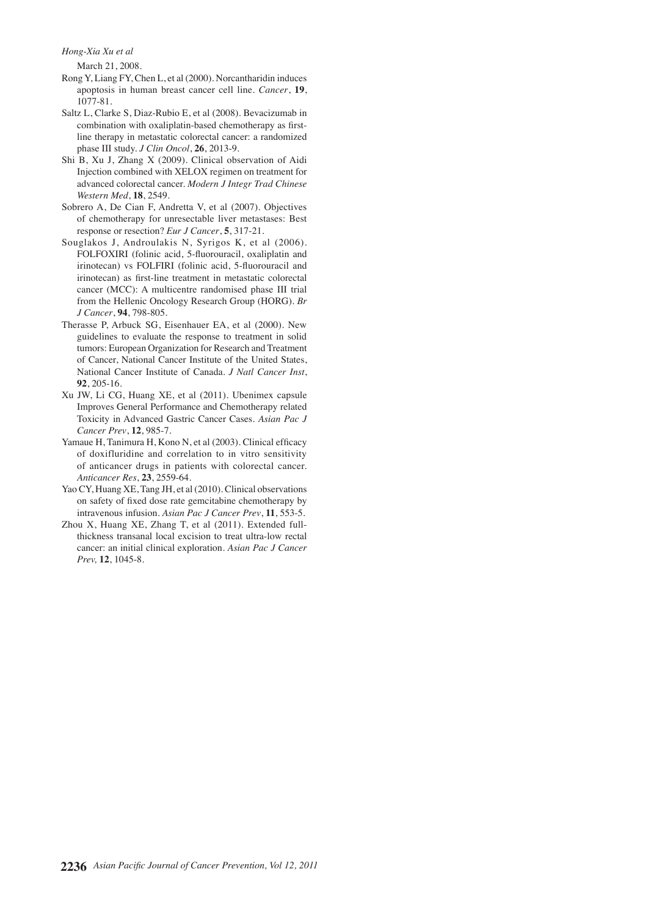March 21, 2008.

Rong Y, Liang FY, Chen L, et al (2000). Norcantharidin induces apoptosis in human breast cancer cell line. *Cancer*, **19**, 1077-81.

Saltz L, Clarke S, Diaz-Rubio E, et al (2008). Bevacizumab in combination with oxaliplatin-based chemotherapy as first-line therapy in metastatic colorectal cancer: a randomized phase III study. *J Clin Oncol*, **26**, 2013-9.

Shi B, Xu J, Zhang X (2009). Clinical observation of Aidi Injection combined with XELOX regimen on treatment for advanced colorectal cancer. *Modern J Integr Trad Chinese Western Med*, **18**, 2549.

Sobrero A, De Cian F, Andretta V, et al (2007). Objectives of chemotherapy for unresectable liver metastases: Best response or resection? *Eur J Cancer*, **5**, 317-21.

Souglakos J, Androulakis N, Syrigos K, et al (2006). FOLFOXIRI (folinic acid, 5-fluorouracil, oxaliplatin and irinotecan) vs FOLFIRI (folinic acid, 5-fluorouracil and irinotecan) as first-line treatment in metastatic colorectal cancer (MCC): A multicentre randomised phase III trial from the Hellenic Oncology Research Group (HORG). *Br J Cancer*, **94**, 798-805.

Therasse P, Arbuck SG, Eisenhauer EA, et al (2000). New guidelines to evaluate the response to treatment in solid tumors: European Organization for Research and Treatment of Cancer, National Cancer Institute of the United States, National Cancer Institute of Canada. *J Natl Cancer Inst*, **92**, 205-16.

Xu JW, Li CG, Huang XE, et al (2011). Ubenimex capsule Improves General Performance and Chemotherapy related Toxicity in Advanced Gastric Cancer Cases. *Asian Pac J Cancer Prev*, **12**, 985-7.

Yamaue H, Tanimura H, Kono N, et al (2003). Clinical efficacy of doxifluridine and correlation to in vitro sensitivity of anticancer drugs in patients with colorectal cancer. *Anticancer Res*, **23**, 2559-64.

Yao CY, Huang XE, Tang JH, et al (2010). Clinical observations on safety of fixed dose rate gemcitabine chemotherapy by intravenous infusion. *Asian Pac J Cancer Prev*, **11**, 553-5.

Zhou X, Huang XE, Zhang T, et al (2011). Extended full-thickness transanal local excision to treat ultra-low rectal cancer: an initial clinical exploration. *Asian Pac J Cancer Prev,* **12**, 1045-8.